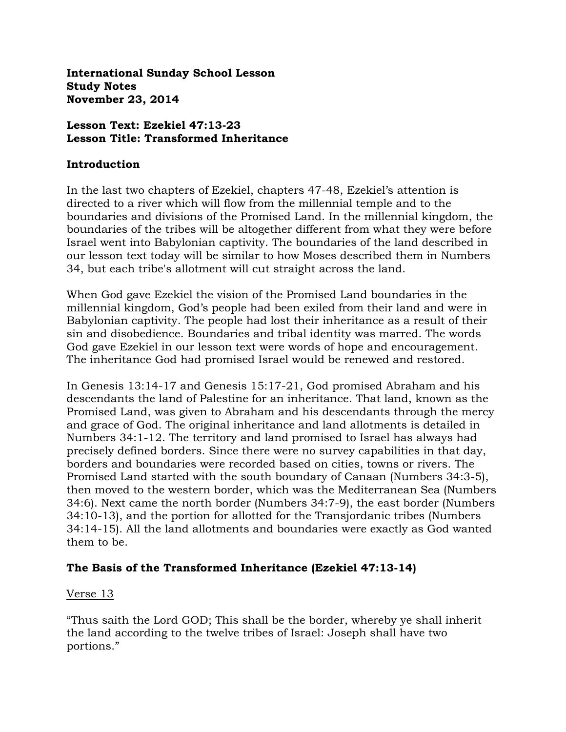**International Sunday School Lesson**
**Study Notes**
**November 23, 2014**

**Lesson Text: Ezekiel 47:13-23**
**Lesson Title: Transformed Inheritance**

## Introduction

In the last two chapters of Ezekiel, chapters 47-48, Ezekiel's attention is directed to a river which will flow from the millennial temple and to the boundaries and divisions of the Promised Land. In the millennial kingdom, the boundaries of the tribes will be altogether different from what they were before Israel went into Babylonian captivity. The boundaries of the land described in our lesson text today will be similar to how Moses described them in Numbers 34, but each tribe's allotment will cut straight across the land.

When God gave Ezekiel the vision of the Promised Land boundaries in the millennial kingdom, God's people had been exiled from their land and were in Babylonian captivity. The people had lost their inheritance as a result of their sin and disobedience. Boundaries and tribal identity was marred. The words God gave Ezekiel in our lesson text were words of hope and encouragement. The inheritance God had promised Israel would be renewed and restored.

In Genesis 13:14-17 and Genesis 15:17-21, God promised Abraham and his descendants the land of Palestine for an inheritance. That land, known as the Promised Land, was given to Abraham and his descendants through the mercy and grace of God. The original inheritance and land allotments is detailed in Numbers 34:1-12. The territory and land promised to Israel has always had precisely defined borders. Since there were no survey capabilities in that day, borders and boundaries were recorded based on cities, towns or rivers. The Promised Land started with the south boundary of Canaan (Numbers 34:3-5), then moved to the western border, which was the Mediterranean Sea (Numbers 34:6). Next came the north border (Numbers 34:7-9), the east border (Numbers 34:10-13), and the portion for allotted for the Transjordanic tribes (Numbers 34:14-15). All the land allotments and boundaries were exactly as God wanted them to be.

## The Basis of the Transformed Inheritance (Ezekiel 47:13-14)

Verse 13

"Thus saith the Lord GOD; This shall be the border, whereby ye shall inherit the land according to the twelve tribes of Israel: Joseph shall have two portions."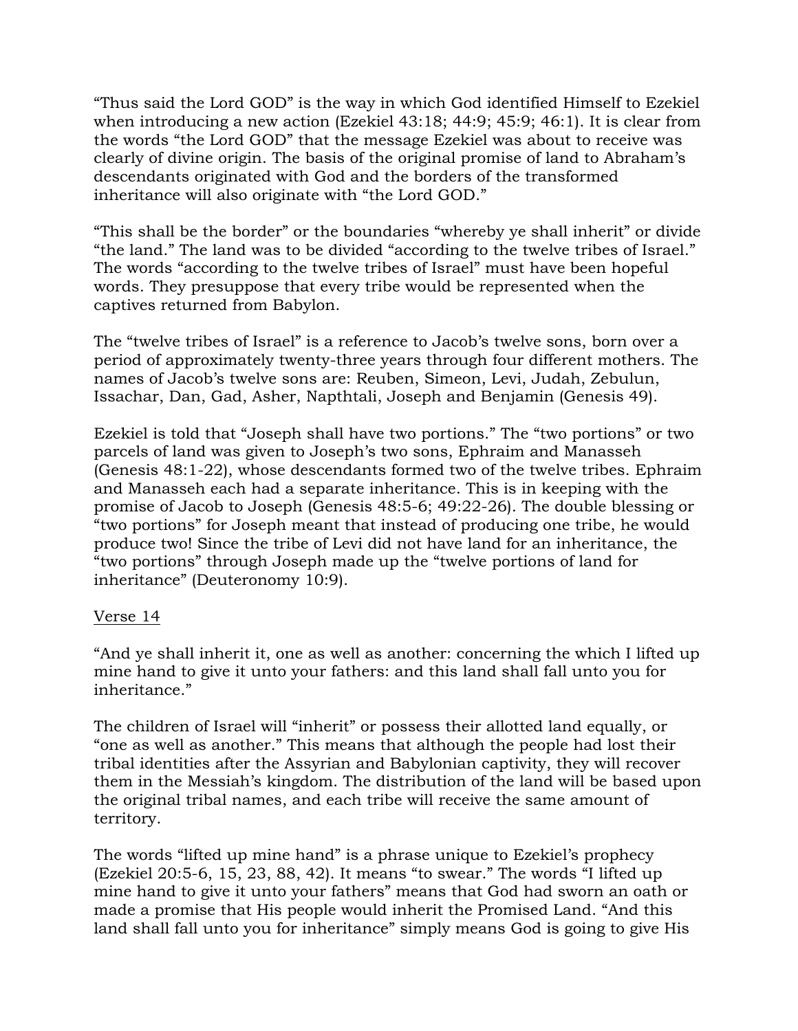"Thus said the Lord GOD" is the way in which God identified Himself to Ezekiel when introducing a new action (Ezekiel 43:18; 44:9; 45:9; 46:1). It is clear from the words "the Lord GOD" that the message Ezekiel was about to receive was clearly of divine origin. The basis of the original promise of land to Abraham's descendants originated with God and the borders of the transformed inheritance will also originate with "the Lord GOD."

"This shall be the border" or the boundaries "whereby ye shall inherit" or divide "the land." The land was to be divided "according to the twelve tribes of Israel." The words "according to the twelve tribes of Israel" must have been hopeful words. They presuppose that every tribe would be represented when the captives returned from Babylon.

The "twelve tribes of Israel" is a reference to Jacob's twelve sons, born over a period of approximately twenty-three years through four different mothers. The names of Jacob's twelve sons are: Reuben, Simeon, Levi, Judah, Zebulun, Issachar, Dan, Gad, Asher, Napthtali, Joseph and Benjamin (Genesis 49).

Ezekiel is told that "Joseph shall have two portions." The "two portions" or two parcels of land was given to Joseph's two sons, Ephraim and Manasseh (Genesis 48:1-22), whose descendants formed two of the twelve tribes. Ephraim and Manasseh each had a separate inheritance. This is in keeping with the promise of Jacob to Joseph (Genesis 48:5-6; 49:22-26). The double blessing or "two portions" for Joseph meant that instead of producing one tribe, he would produce two! Since the tribe of Levi did not have land for an inheritance, the "two portions" through Joseph made up the "twelve portions of land for inheritance" (Deuteronomy 10:9).

Verse 14

"And ye shall inherit it, one as well as another: concerning the which I lifted up mine hand to give it unto your fathers: and this land shall fall unto you for inheritance."

The children of Israel will "inherit" or possess their allotted land equally, or "one as well as another." This means that although the people had lost their tribal identities after the Assyrian and Babylonian captivity, they will recover them in the Messiah's kingdom. The distribution of the land will be based upon the original tribal names, and each tribe will receive the same amount of territory.

The words "lifted up mine hand" is a phrase unique to Ezekiel's prophecy (Ezekiel 20:5-6, 15, 23, 88, 42). It means "to swear." The words "I lifted up mine hand to give it unto your fathers" means that God had sworn an oath or made a promise that His people would inherit the Promised Land. "And this land shall fall unto you for inheritance" simply means God is going to give His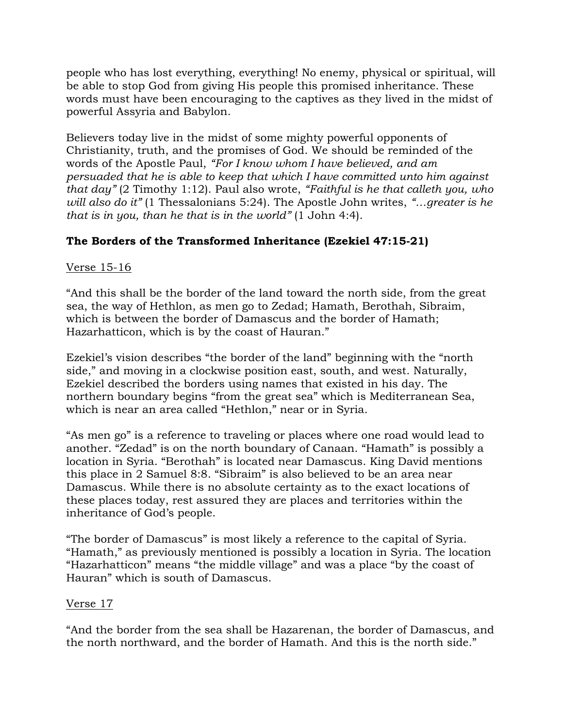people who has lost everything, everything! No enemy, physical or spiritual, will be able to stop God from giving His people this promised inheritance. These words must have been encouraging to the captives as they lived in the midst of powerful Assyria and Babylon.

Believers today live in the midst of some mighty powerful opponents of Christianity, truth, and the promises of God. We should be reminded of the words of the Apostle Paul, *"For I know whom I have believed, and am persuaded that he is able to keep that which I have committed unto him against that day"* (2 Timothy 1:12). Paul also wrote, *"Faithful is he that calleth you, who will also do it"* (1 Thessalonians 5:24). The Apostle John writes, *"…greater is he that is in you, than he that is in the world"* (1 John 4:4).

**The Borders of the Transformed Inheritance (Ezekiel 47:15-21)**

<u>Verse 15-16</u>

"And this shall be the border of the land toward the north side, from the great sea, the way of Hethlon, as men go to Zedad; Hamath, Berothah, Sibraim, which is between the border of Damascus and the border of Hamath; Hazarhatticon, which is by the coast of Hauran."

Ezekiel's vision describes "the border of the land" beginning with the "north side," and moving in a clockwise position east, south, and west. Naturally, Ezekiel described the borders using names that existed in his day. The northern boundary begins "from the great sea" which is Mediterranean Sea, which is near an area called "Hethlon," near or in Syria.

"As men go" is a reference to traveling or places where one road would lead to another. "Zedad" is on the north boundary of Canaan. "Hamath" is possibly a location in Syria. "Berothah" is located near Damascus. King David mentions this place in 2 Samuel 8:8. "Sibraim" is also believed to be an area near Damascus. While there is no absolute certainty as to the exact locations of these places today, rest assured they are places and territories within the inheritance of God's people.

"The border of Damascus" is most likely a reference to the capital of Syria. "Hamath," as previously mentioned is possibly a location in Syria. The location "Hazarhatticon" means "the middle village" and was a place "by the coast of Hauran" which is south of Damascus.

<u>Verse 17</u>

"And the border from the sea shall be Hazarenan, the border of Damascus, and the north northward, and the border of Hamath. And this is the north side."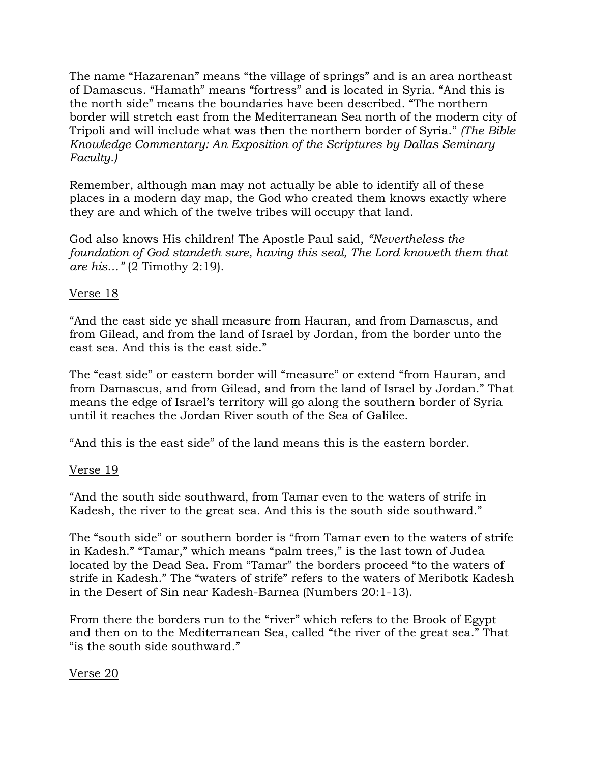The name "Hazarenan" means "the village of springs" and is an area northeast of Damascus. "Hamath" means "fortress" and is located in Syria. "And this is the north side" means the boundaries have been described. "The northern border will stretch east from the Mediterranean Sea north of the modern city of Tripoli and will include what was then the northern border of Syria." *(The Bible Knowledge Commentary: An Exposition of the Scriptures by Dallas Seminary Faculty.)*

Remember, although man may not actually be able to identify all of these places in a modern day map, the God who created them knows exactly where they are and which of the twelve tribes will occupy that land.

God also knows His children! The Apostle Paul said, *"Nevertheless the foundation of God standeth sure, having this seal, The Lord knoweth them that are his…"* (2 Timothy 2:19).

<u>Verse 18</u>

"And the east side ye shall measure from Hauran, and from Damascus, and from Gilead, and from the land of Israel by Jordan, from the border unto the east sea. And this is the east side."

The "east side" or eastern border will "measure" or extend "from Hauran, and from Damascus, and from Gilead, and from the land of Israel by Jordan." That means the edge of Israel's territory will go along the southern border of Syria until it reaches the Jordan River south of the Sea of Galilee.

"And this is the east side" of the land means this is the eastern border.

<u>Verse 19</u>

"And the south side southward, from Tamar even to the waters of strife in Kadesh, the river to the great sea. And this is the south side southward."

The "south side" or southern border is "from Tamar even to the waters of strife in Kadesh." "Tamar," which means "palm trees," is the last town of Judea located by the Dead Sea. From "Tamar" the borders proceed "to the waters of strife in Kadesh." The "waters of strife" refers to the waters of Meribotk Kadesh in the Desert of Sin near Kadesh-Barnea (Numbers 20:1-13).

From there the borders run to the "river" which refers to the Brook of Egypt and then on to the Mediterranean Sea, called "the river of the great sea." That "is the south side southward."

<u>Verse 20</u>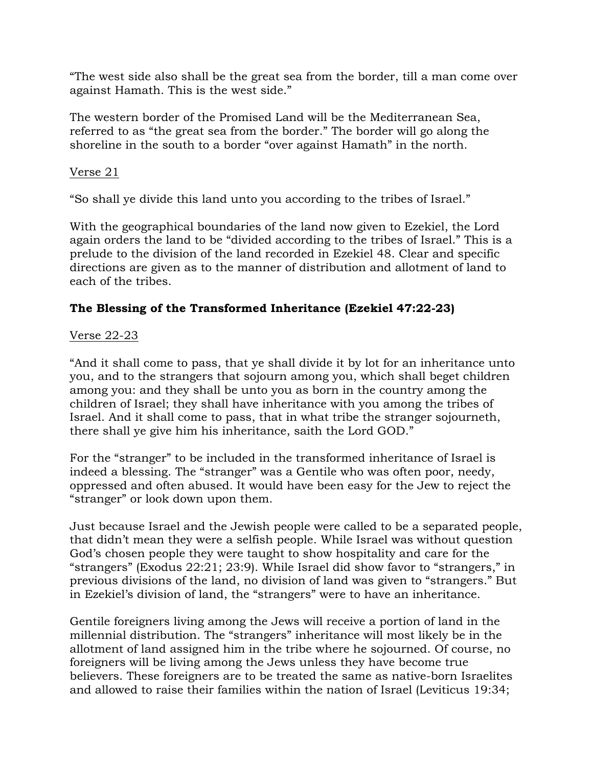"The west side also shall be the great sea from the border, till a man come over against Hamath. This is the west side."

The western border of the Promised Land will be the Mediterranean Sea, referred to as "the great sea from the border." The border will go along the shoreline in the south to a border "over against Hamath" in the north.

<u>Verse 21</u>

"So shall ye divide this land unto you according to the tribes of Israel."

With the geographical boundaries of the land now given to Ezekiel, the Lord again orders the land to be "divided according to the tribes of Israel." This is a prelude to the division of the land recorded in Ezekiel 48. Clear and specific directions are given as to the manner of distribution and allotment of land to each of the tribes.

**The Blessing of the Transformed Inheritance (Ezekiel 47:22-23)**

<u>Verse 22-23</u>

"And it shall come to pass, that ye shall divide it by lot for an inheritance unto you, and to the strangers that sojourn among you, which shall beget children among you: and they shall be unto you as born in the country among the children of Israel; they shall have inheritance with you among the tribes of Israel. And it shall come to pass, that in what tribe the stranger sojourneth, there shall ye give him his inheritance, saith the Lord GOD."

For the "stranger" to be included in the transformed inheritance of Israel is indeed a blessing. The "stranger" was a Gentile who was often poor, needy, oppressed and often abused. It would have been easy for the Jew to reject the "stranger" or look down upon them.

Just because Israel and the Jewish people were called to be a separated people, that didn't mean they were a selfish people. While Israel was without question God's chosen people they were taught to show hospitality and care for the "strangers" (Exodus 22:21; 23:9). While Israel did show favor to "strangers," in previous divisions of the land, no division of land was given to "strangers." But in Ezekiel's division of land, the "strangers" were to have an inheritance.

Gentile foreigners living among the Jews will receive a portion of land in the millennial distribution. The "strangers" inheritance will most likely be in the allotment of land assigned him in the tribe where he sojourned. Of course, no foreigners will be living among the Jews unless they have become true believers. These foreigners are to be treated the same as native-born Israelites and allowed to raise their families within the nation of Israel (Leviticus 19:34;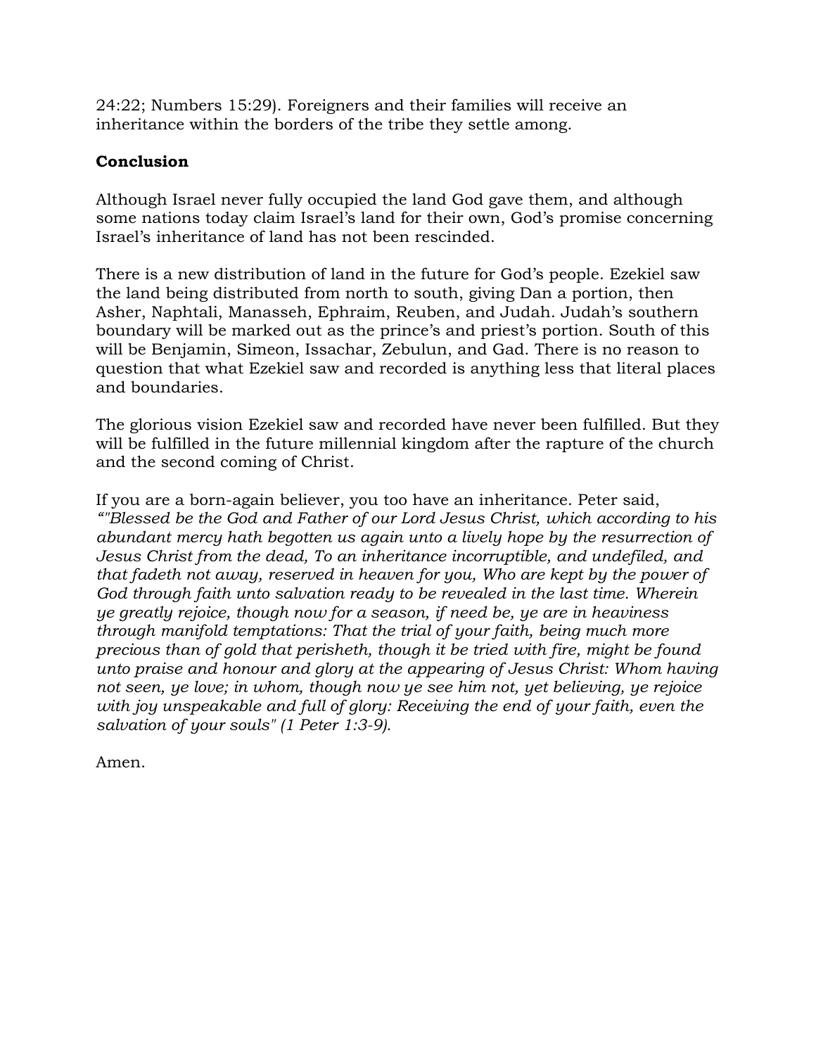24:22; Numbers 15:29). Foreigners and their families will receive an inheritance within the borders of the tribe they settle among.

**Conclusion**

Although Israel never fully occupied the land God gave them, and although some nations today claim Israel's land for their own, God's promise concerning Israel's inheritance of land has not been rescinded.

There is a new distribution of land in the future for God's people. Ezekiel saw the land being distributed from north to south, giving Dan a portion, then Asher, Naphtali, Manasseh, Ephraim, Reuben, and Judah. Judah's southern boundary will be marked out as the prince's and priest's portion. South of this will be Benjamin, Simeon, Issachar, Zebulun, and Gad. There is no reason to question that what Ezekiel saw and recorded is anything less that literal places and boundaries.

The glorious vision Ezekiel saw and recorded have never been fulfilled. But they will be fulfilled in the future millennial kingdom after the rapture of the church and the second coming of Christ.

If you are a born-again believer, you too have an inheritance. Peter said, *""Blessed be the God and Father of our Lord Jesus Christ, which according to his abundant mercy hath begotten us again unto a lively hope by the resurrection of Jesus Christ from the dead, To an inheritance incorruptible, and undefiled, and that fadeth not away, reserved in heaven for you, Who are kept by the power of God through faith unto salvation ready to be revealed in the last time. Wherein ye greatly rejoice, though now for a season, if need be, ye are in heaviness through manifold temptations: That the trial of your faith, being much more precious than of gold that perisheth, though it be tried with fire, might be found unto praise and honour and glory at the appearing of Jesus Christ: Whom having not seen, ye love; in whom, though now ye see him not, yet believing, ye rejoice with joy unspeakable and full of glory: Receiving the end of your faith, even the salvation of your souls" (1 Peter 1:3-9).*

Amen.